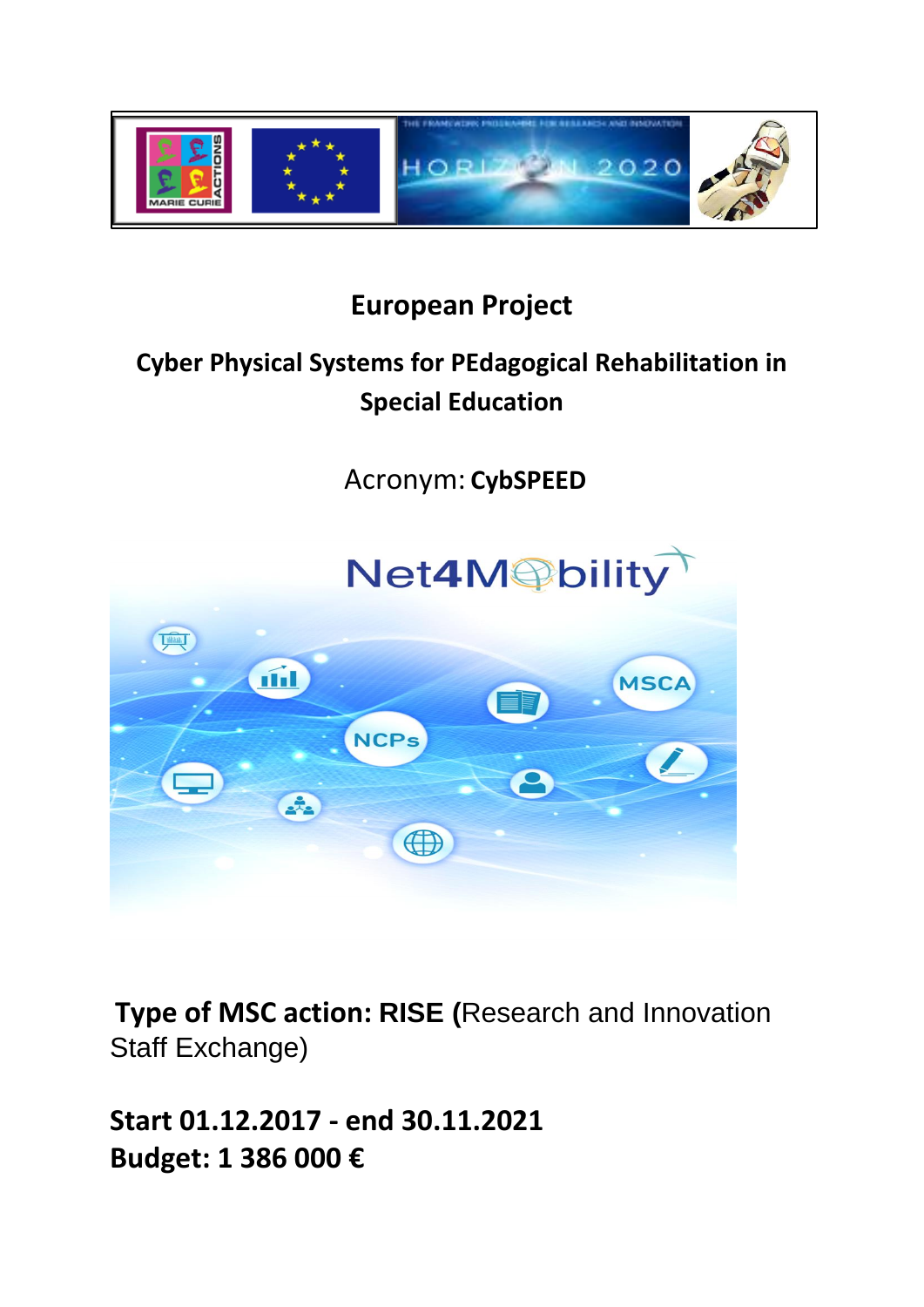# European Project

## Cyber Physical Systems for PEdagogical Rehabilitation in Special Education

Acronym: **CybSPEED**

**Type of MSC action: RISE (**Research and Innovation Staff Exchange)

**Start 01.12.2017 - end 30.11.2021**
**Budget: 1 386 000 €**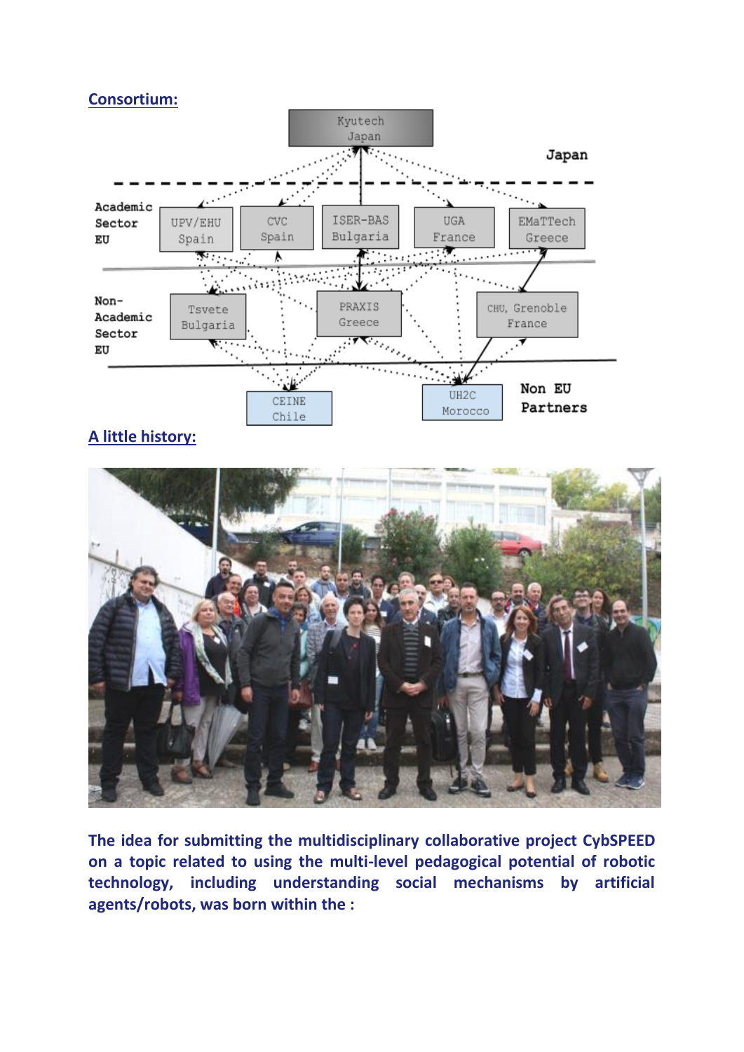**Consortium:**

Kyutech Japan

Japan

Academic Sector EU

UPV/EHU Spain

CVC Spain

ISER-BAS Bulgaria

UGA France

EMaTTech Greece

Non-Academic Sector EU

Tsvete Bulgaria

PRAXIS Greece

CHU, Grenoble France

CEINE Chile

UH2C Morocco

Non EU Partners

**A little history:**

**The idea for submitting the multidisciplinary collaborative project CybSPEED on a topic related to using the multi-level pedagogical potential of robotic technology, including understanding social mechanisms by artificial agents/robots, was born within the :**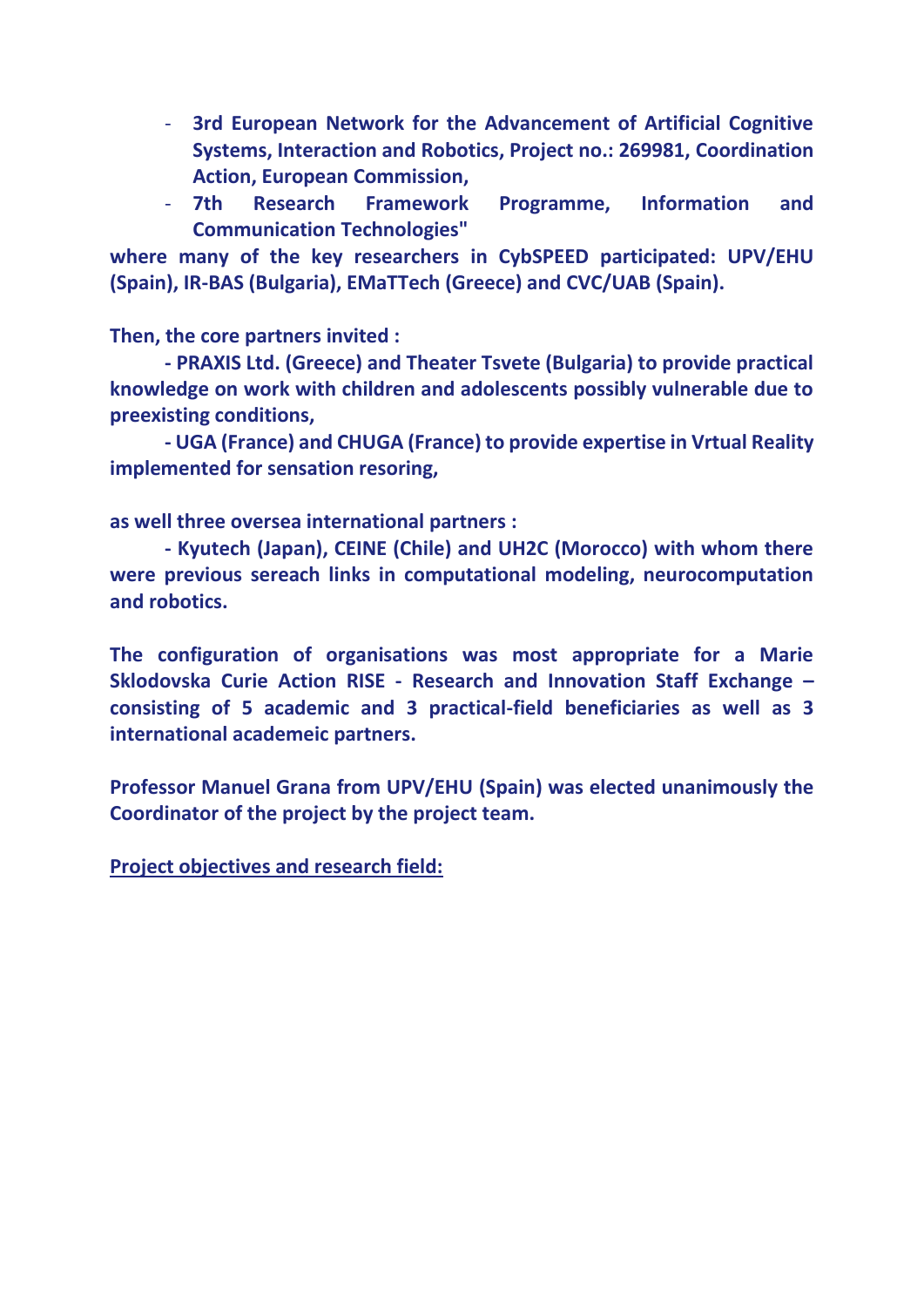- **3rd European Network for the Advancement of Artificial Cognitive Systems, Interaction and Robotics, Project no.: 269981, Coordination Action, European Commission,**
- **7th Research Framework Programme, Information and Communication Technologies"**

**where many of the key researchers in CybSPEED participated: UPV/EHU (Spain), IR-BAS (Bulgaria), EMaTTech (Greece) and CVC/UAB (Spain).**

**Then, the core partners invited :**

**- PRAXIS Ltd. (Greece) and Theater Tsvete (Bulgaria) to provide practical knowledge on work with children and adolescents possibly vulnerable due to preexisting conditions,**

**- UGA (France) and CHUGA (France) to provide expertise in Vrtual Reality implemented for sensation resoring,**

**as well three oversea international partners :**

**- Kyutech (Japan), CEINE (Chile) and UH2C (Morocco) with whom there were previous sereach links in computational modeling, neurocomputation and robotics.**

**The configuration of organisations was most appropriate for a Marie Sklodovska Curie Action RISE - Research and Innovation Staff Exchange – consisting of 5 academic and 3 practical-field beneficiaries as well as 3 international academeic partners.**

**Professor Manuel Grana from UPV/EHU (Spain) was elected unanimously the Coordinator of the project by the project team.**

**<u>Project objectives and research field:</u>**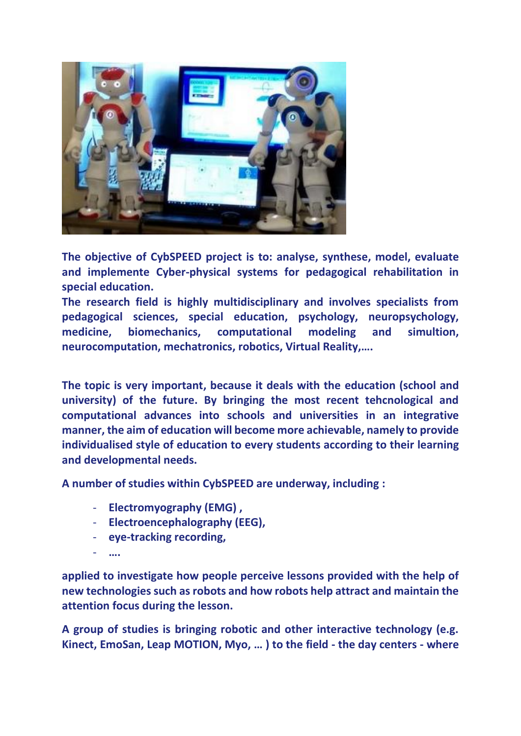**The objective of CybSPEED project is to: analyse, synthese, model, evaluate and implemente Cyber-physical systems for pedagogical rehabilitation in special education.**

**The research field is highly multidisciplinary and involves specialists from pedagogical sciences, special education, psychology, neuropsychology, medicine, biomechanics, computational modeling and simultion, neurocomputation, mechatronics, robotics, Virtual Reality,….**

**The topic is very important, because it deals with the education (school and university) of the future. By bringing the most recent tehcnological and computational advances into schools and universities in an integrative manner, the aim of education will become more achievable, namely to provide individualised style of education to every students according to their learning and developmental needs.**

**A number of studies within CybSPEED are underway, including :**

- **Electromyography (EMG) ,**
- **Electroencephalography (EEG),**
- **eye-tracking recording,**
- **….**

**applied to investigate how people perceive lessons provided with the help of new technologies such as robots and how robots help attract and maintain the attention focus during the lesson.**

**A group of studies is bringing robotic and other interactive technology (e.g. Kinect, EmoSan, Leap MOTION, Myo, … ) to the field - the day centers - where**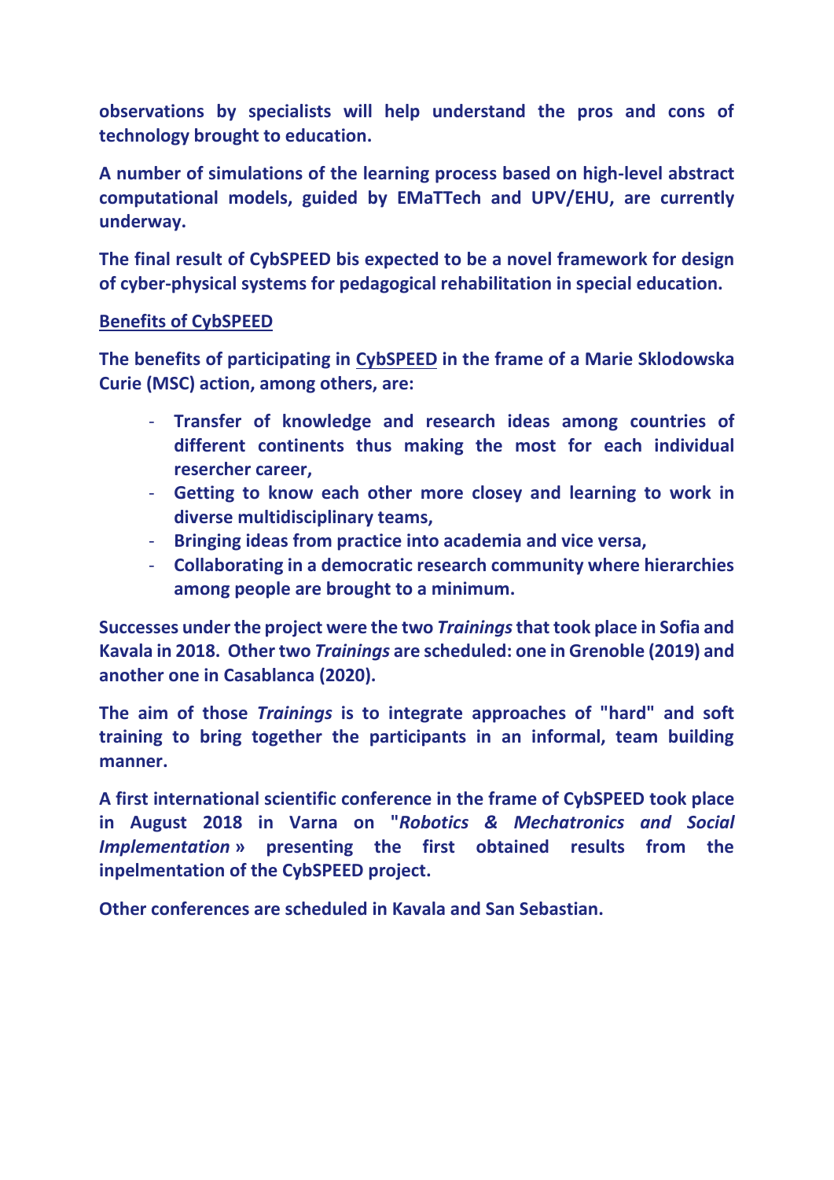**observations by specialists will help understand the pros and cons of technology brought to education.**

**A number of simulations of the learning process based on high-level abstract computational models, guided by EMaTTech and UPV/EHU, are currently underway.**

**The final result of CybSPEED bis expected to be a novel framework for design of cyber-physical systems for pedagogical rehabilitation in special education.**

<u>**Benefits of CybSPEED**</u>

**The benefits of participating in <u>CybSPEED</u> in the frame of a Marie Sklodowska Curie (MSC) action, among others, are:**

- **Transfer of knowledge and research ideas among countries of different continents thus making the most for each individual resercher career,**
- **Getting to know each other more closey and learning to work in diverse multidisciplinary teams,**
- **Bringing ideas from practice into academia and vice versa,**
- **Collaborating in a democratic research community where hierarchies among people are brought to a minimum.**

**Successes under the project were the two *Trainings* that took place in Sofia and Kavala in 2018. Other two *Trainings* are scheduled: one in Grenoble (2019) and another one in Casablanca (2020).**

**The aim of those *Trainings* is to integrate approaches of "hard" and soft training to bring together the participants in an informal, team building manner.**

**A first international scientific conference in the frame of CybSPEED took place in August 2018 in Varna on "*Robotics & Mechatronics and Social Implementation* » presenting the first obtained results from the inpelmentation of the CybSPEED project.**

**Other conferences are scheduled in Kavala and San Sebastian.**